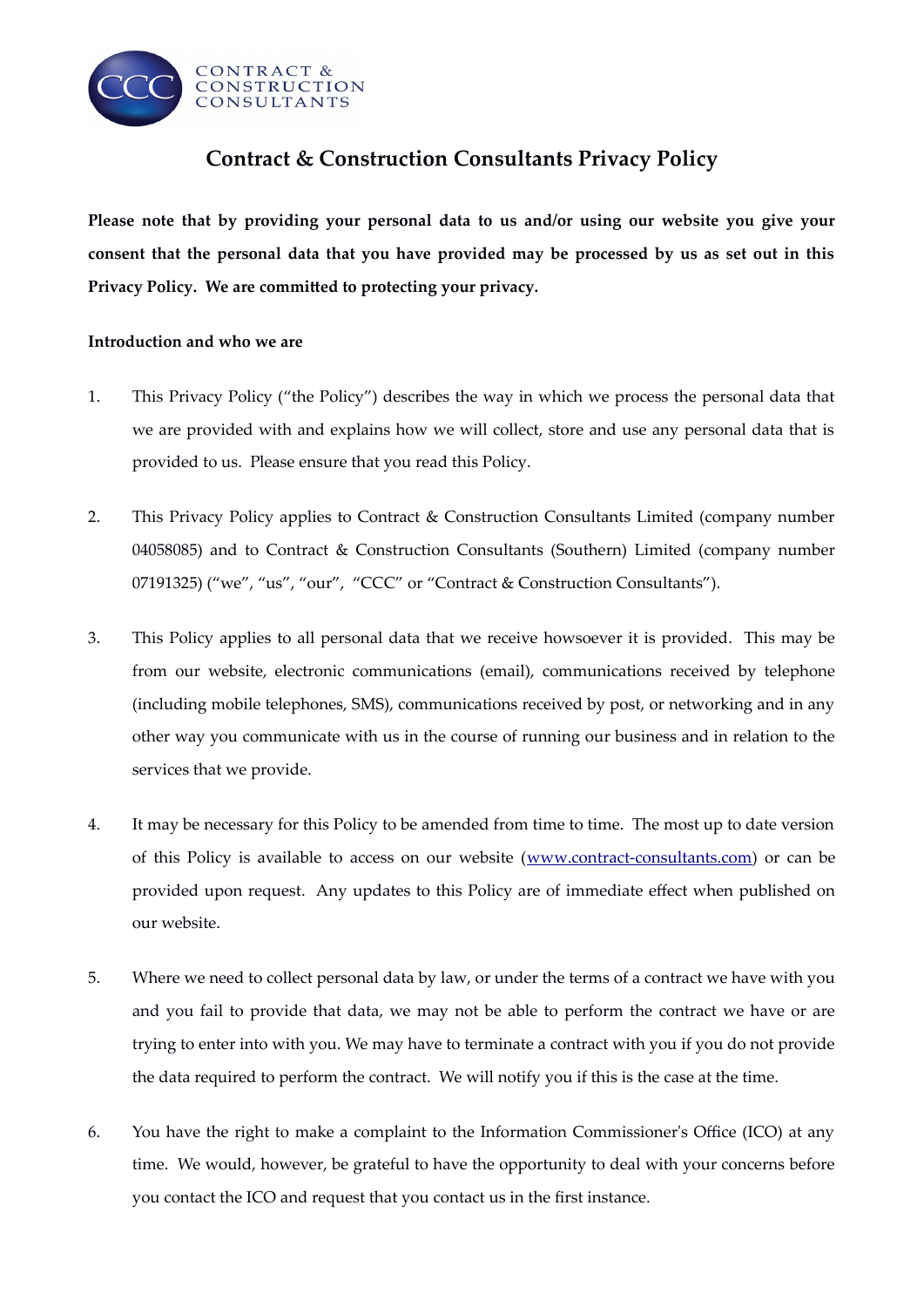# Contract & Construction Consultants Privacy Policy

**Please note that by providing your personal data to us and/or using our website you give your consent that the personal data that you have provided may be processed by us as set out in this Privacy Policy. We are committed to protecting your privacy.**

**Introduction and who we are**

1. This Privacy Policy ("the Policy") describes the way in which we process the personal data that we are provided with and explains how we will collect, store and use any personal data that is provided to us. Please ensure that you read this Policy.

2. This Privacy Policy applies to Contract & Construction Consultants Limited (company number 04058085) and to Contract & Construction Consultants (Southern) Limited (company number 07191325) ("we", "us", "our", "CCC" or "Contract & Construction Consultants").

3. This Policy applies to all personal data that we receive howsoever it is provided. This may be from our website, electronic communications (email), communications received by telephone (including mobile telephones, SMS), communications received by post, or networking and in any other way you communicate with us in the course of running our business and in relation to the services that we provide.

4. It may be necessary for this Policy to be amended from time to time. The most up to date version of this Policy is available to access on our website (www.contract-consultants.com) or can be provided upon request. Any updates to this Policy are of immediate effect when published on our website.

5. Where we need to collect personal data by law, or under the terms of a contract we have with you and you fail to provide that data, we may not be able to perform the contract we have or are trying to enter into with you. We may have to terminate a contract with you if you do not provide the data required to perform the contract. We will notify you if this is the case at the time.

6. You have the right to make a complaint to the Information Commissioner's Office (ICO) at any time. We would, however, be grateful to have the opportunity to deal with your concerns before you contact the ICO and request that you contact us in the first instance.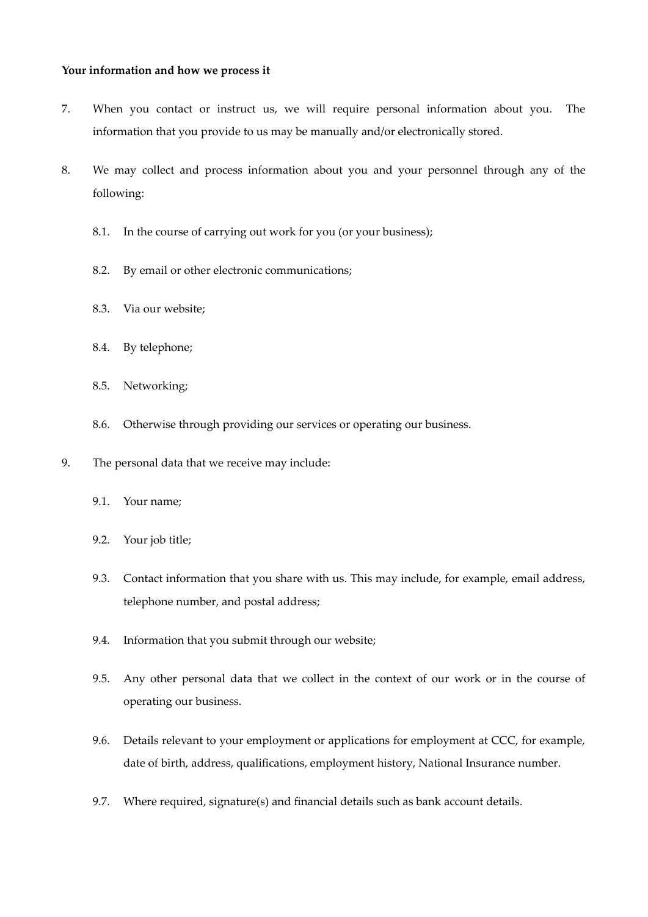**Your information and how we process it**

7. When you contact or instruct us, we will require personal information about you. The information that you provide to us may be manually and/or electronically stored.

8. We may collect and process information about you and your personnel through any of the following:

   8.1. In the course of carrying out work for you (or your business);

   8.2. By email or other electronic communications;

   8.3. Via our website;

   8.4. By telephone;

   8.5. Networking;

   8.6. Otherwise through providing our services or operating our business.

9. The personal data that we receive may include:

   9.1. Your name;

   9.2. Your job title;

   9.3. Contact information that you share with us. This may include, for example, email address, telephone number, and postal address;

   9.4. Information that you submit through our website;

   9.5. Any other personal data that we collect in the context of our work or in the course of operating our business.

   9.6. Details relevant to your employment or applications for employment at CCC, for example, date of birth, address, qualifications, employment history, National Insurance number.

   9.7. Where required, signature(s) and financial details such as bank account details.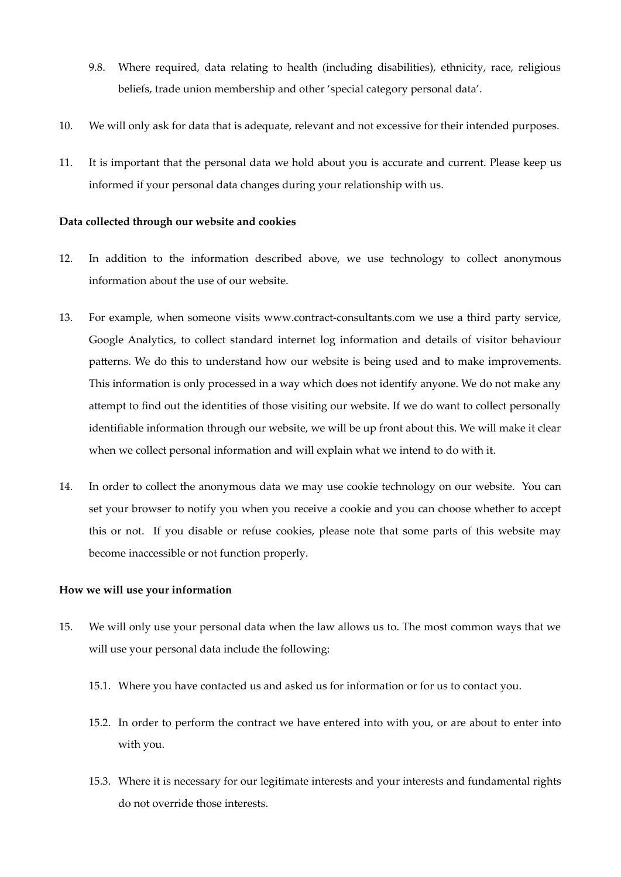9.8. Where required, data relating to health (including disabilities), ethnicity, race, religious beliefs, trade union membership and other 'special category personal data'.

10. We will only ask for data that is adequate, relevant and not excessive for their intended purposes.

11. It is important that the personal data we hold about you is accurate and current. Please keep us informed if your personal data changes during your relationship with us.

**Data collected through our website and cookies**

12. In addition to the information described above, we use technology to collect anonymous information about the use of our website.

13. For example, when someone visits www.contract-consultants.com we use a third party service, Google Analytics, to collect standard internet log information and details of visitor behaviour patterns. We do this to understand how our website is being used and to make improvements. This information is only processed in a way which does not identify anyone. We do not make any attempt to find out the identities of those visiting our website. If we do want to collect personally identifiable information through our website, we will be up front about this. We will make it clear when we collect personal information and will explain what we intend to do with it.

14. In order to collect the anonymous data we may use cookie technology on our website. You can set your browser to notify you when you receive a cookie and you can choose whether to accept this or not. If you disable or refuse cookies, please note that some parts of this website may become inaccessible or not function properly.

**How we will use your information**

15. We will only use your personal data when the law allows us to. The most common ways that we will use your personal data include the following:

    15.1. Where you have contacted us and asked us for information or for us to contact you.

    15.2. In order to perform the contract we have entered into with you, or are about to enter into with you.

    15.3. Where it is necessary for our legitimate interests and your interests and fundamental rights do not override those interests.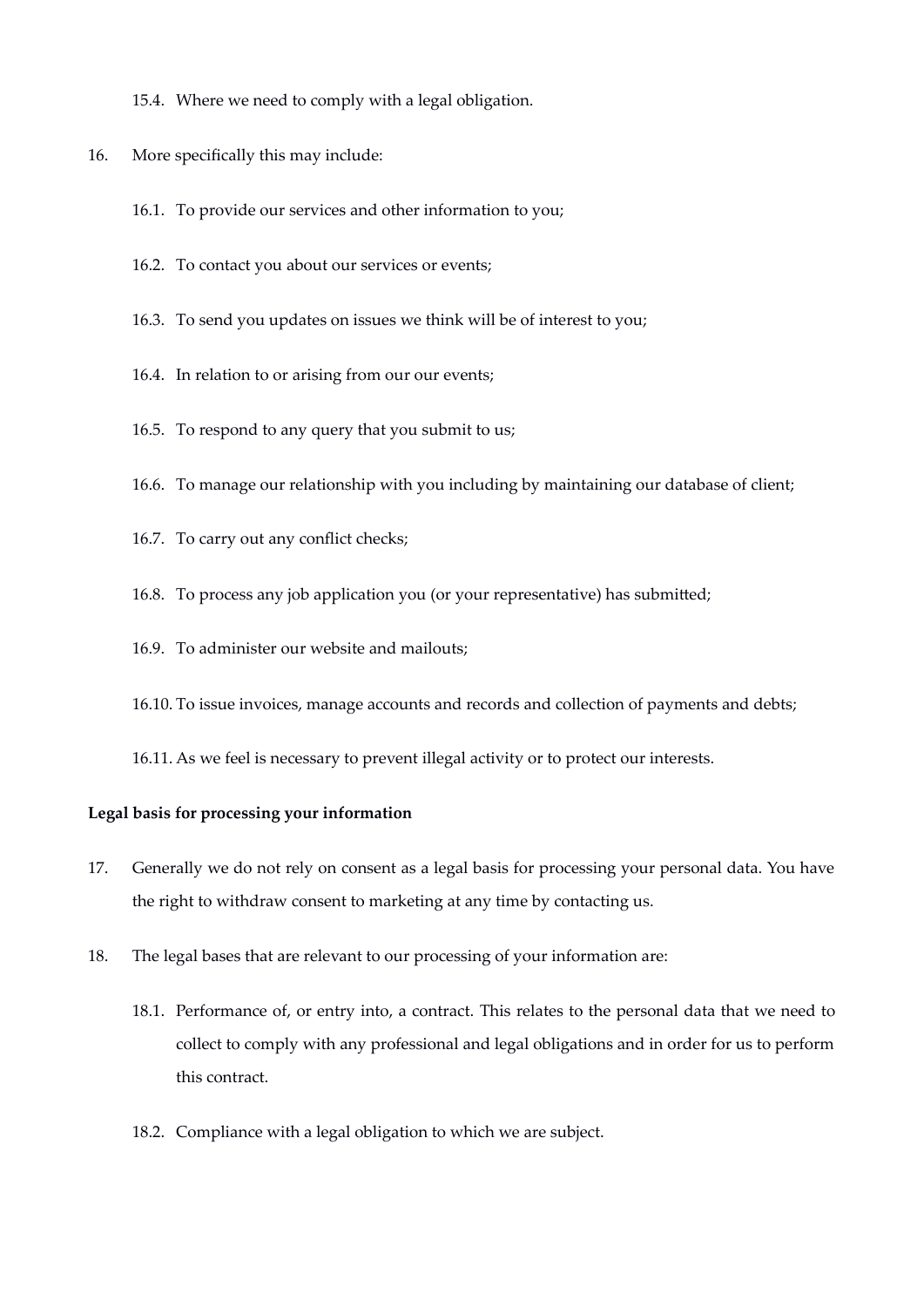15.4. Where we need to comply with a legal obligation.

16. More specifically this may include:

    16.1. To provide our services and other information to you;

    16.2. To contact you about our services or events;

    16.3. To send you updates on issues we think will be of interest to you;

    16.4. In relation to or arising from our our events;

    16.5. To respond to any query that you submit to us;

    16.6. To manage our relationship with you including by maintaining our database of client;

    16.7. To carry out any conflict checks;

    16.8. To process any job application you (or your representative) has submitted;

    16.9. To administer our website and mailouts;

    16.10. To issue invoices, manage accounts and records and collection of payments and debts;

    16.11. As we feel is necessary to prevent illegal activity or to protect our interests.

**Legal basis for processing your information**

17. Generally we do not rely on consent as a legal basis for processing your personal data. You have the right to withdraw consent to marketing at any time by contacting us.

18. The legal bases that are relevant to our processing of your information are:

    18.1. Performance of, or entry into, a contract. This relates to the personal data that we need to collect to comply with any professional and legal obligations and in order for us to perform this contract.

    18.2. Compliance with a legal obligation to which we are subject.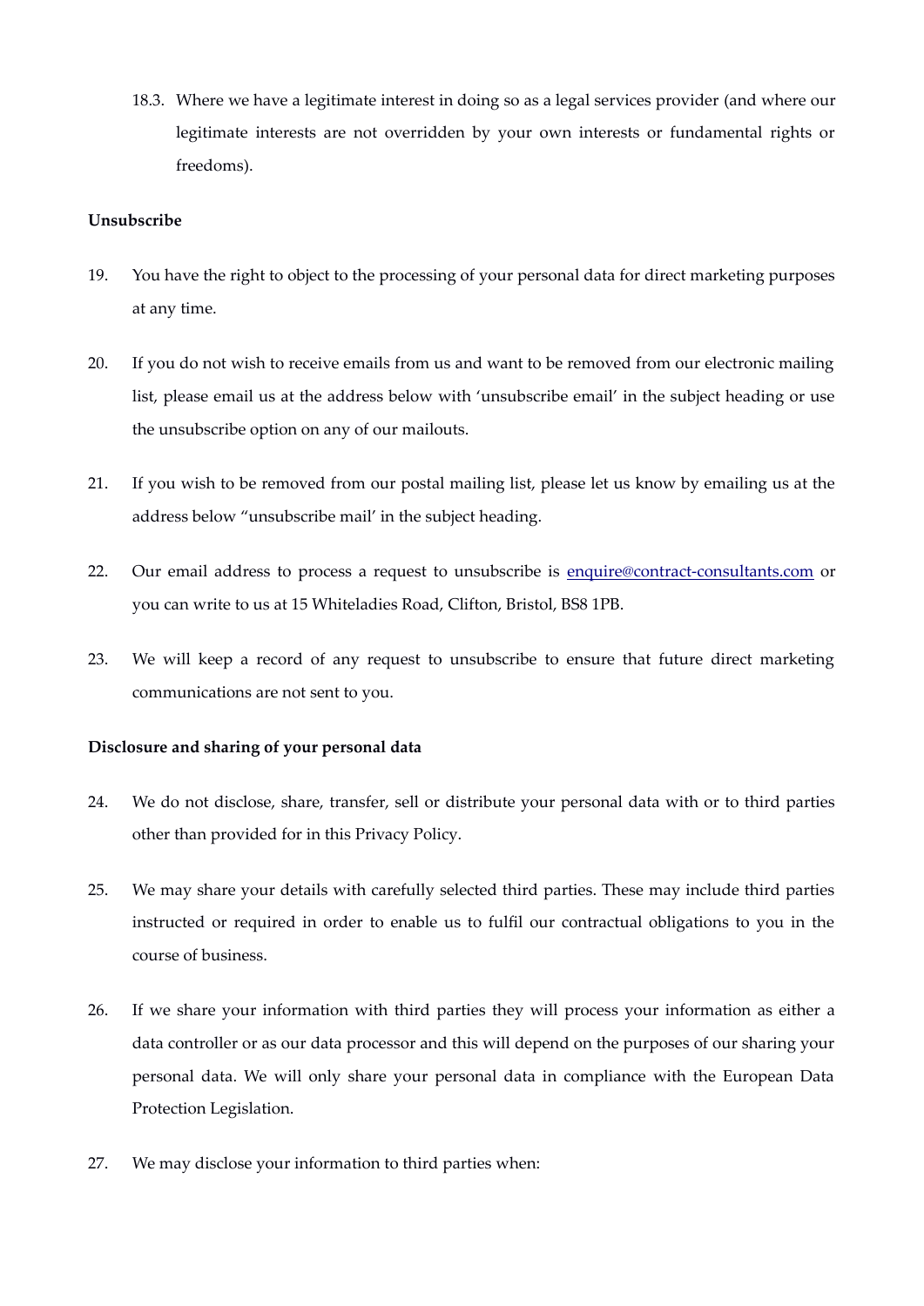18.3. Where we have a legitimate interest in doing so as a legal services provider (and where our legitimate interests are not overridden by your own interests or fundamental rights or freedoms).

**Unsubscribe**

19. You have the right to object to the processing of your personal data for direct marketing purposes at any time.

20. If you do not wish to receive emails from us and want to be removed from our electronic mailing list, please email us at the address below with 'unsubscribe email' in the subject heading or use the unsubscribe option on any of our mailouts.

21. If you wish to be removed from our postal mailing list, please let us know by emailing us at the address below "unsubscribe mail' in the subject heading.

22. Our email address to process a request to unsubscribe is [enquire@contract-consultants.com](mailto:enquire@contract-consultants.com) or you can write to us at 15 Whiteladies Road, Clifton, Bristol, BS8 1PB.

23. We will keep a record of any request to unsubscribe to ensure that future direct marketing communications are not sent to you.

**Disclosure and sharing of your personal data**

24. We do not disclose, share, transfer, sell or distribute your personal data with or to third parties other than provided for in this Privacy Policy.

25. We may share your details with carefully selected third parties. These may include third parties instructed or required in order to enable us to fulfil our contractual obligations to you in the course of business.

26. If we share your information with third parties they will process your information as either a data controller or as our data processor and this will depend on the purposes of our sharing your personal data. We will only share your personal data in compliance with the European Data Protection Legislation.

27. We may disclose your information to third parties when: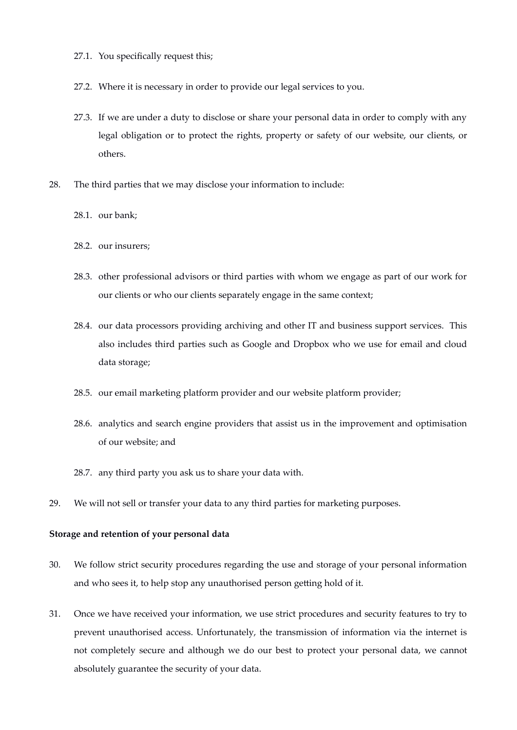27.1. You specifically request this;

27.2. Where it is necessary in order to provide our legal services to you.

27.3. If we are under a duty to disclose or share your personal data in order to comply with any legal obligation or to protect the rights, property or safety of our website, our clients, or others.

28. The third parties that we may disclose your information to include:

28.1. our bank;

28.2. our insurers;

28.3. other professional advisors or third parties with whom we engage as part of our work for our clients or who our clients separately engage in the same context;

28.4. our data processors providing archiving and other IT and business support services. This also includes third parties such as Google and Dropbox who we use for email and cloud data storage;

28.5. our email marketing platform provider and our website platform provider;

28.6. analytics and search engine providers that assist us in the improvement and optimisation of our website; and

28.7. any third party you ask us to share your data with.

29. We will not sell or transfer your data to any third parties for marketing purposes.

**Storage and retention of your personal data**

30. We follow strict security procedures regarding the use and storage of your personal information and who sees it, to help stop any unauthorised person getting hold of it.

31. Once we have received your information, we use strict procedures and security features to try to prevent unauthorised access. Unfortunately, the transmission of information via the internet is not completely secure and although we do our best to protect your personal data, we cannot absolutely guarantee the security of your data.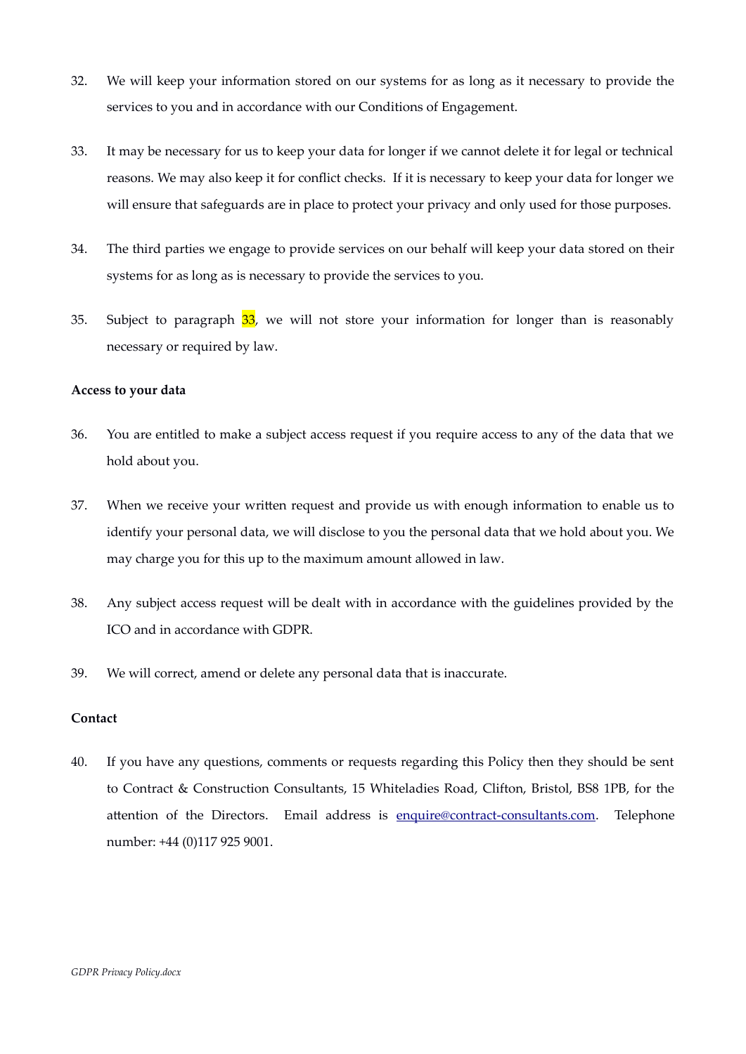32. We will keep your information stored on our systems for as long as it necessary to provide the services to you and in accordance with our Conditions of Engagement.

33. It may be necessary for us to keep your data for longer if we cannot delete it for legal or technical reasons. We may also keep it for conflict checks. If it is necessary to keep your data for longer we will ensure that safeguards are in place to protect your privacy and only used for those purposes.

34. The third parties we engage to provide services on our behalf will keep your data stored on their systems for as long as is necessary to provide the services to you.

35. Subject to paragraph 33, we will not store your information for longer than is reasonably necessary or required by law.

**Access to your data**

36. You are entitled to make a subject access request if you require access to any of the data that we hold about you.

37. When we receive your written request and provide us with enough information to enable us to identify your personal data, we will disclose to you the personal data that we hold about you. We may charge you for this up to the maximum amount allowed in law.

38. Any subject access request will be dealt with in accordance with the guidelines provided by the ICO and in accordance with GDPR.

39. We will correct, amend or delete any personal data that is inaccurate.

**Contact**

40. If you have any questions, comments or requests regarding this Policy then they should be sent to Contract & Construction Consultants, 15 Whiteladies Road, Clifton, Bristol, BS8 1PB, for the attention of the Directors. Email address is enquire@contract-consultants.com. Telephone number: +44 (0)117 925 9001.